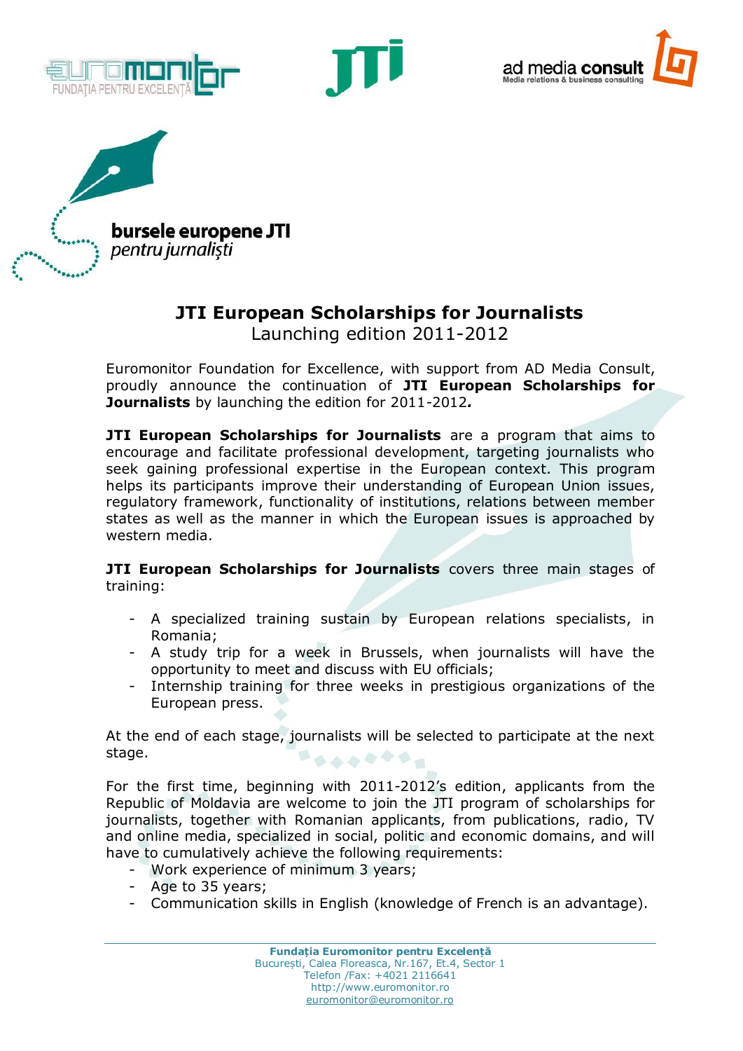bursele europene JTI
*pentru jurnaliști*

## JTI European Scholarships for Journalists

Launching edition 2011-2012

Euromonitor Foundation for Excellence, with support from AD Media Consult, proudly announce the continuation of **JTI European Scholarships for Journalists** by launching the edition for 2011-2012*.*

**JTI European Scholarships for Journalists** are a program that aims to encourage and facilitate professional development, targeting journalists who seek gaining professional expertise in the European context. This program helps its participants improve their understanding of European Union issues, regulatory framework, functionality of institutions, relations between member states as well as the manner in which the European issues is approached by western media.

**JTI European Scholarships for Journalists** covers three main stages of training:

- A specialized training sustain by European relations specialists, in Romania;
- A study trip for a week in Brussels, when journalists will have the opportunity to meet and discuss with EU officials;
- Internship training for three weeks in prestigious organizations of the European press.

At the end of each stage, journalists will be selected to participate at the next stage.

For the first time, beginning with 2011-2012's edition, applicants from the Republic of Moldavia are welcome to join the JTI program of scholarships for journalists, together with Romanian applicants, from publications, radio, TV and online media, specialized in social, politic and economic domains, and will have to cumulatively achieve the following requirements:

- Work experience of minimum 3 years;
- Age to 35 years;
- Communication skills in English (knowledge of French is an advantage).

**Fundația Euromonitor pentru Excelență**
București, Calea Floreasca, Nr.167, Et.4, Sector 1
Telefon /Fax: +4021 2116641
http://www.euromonitor.ro
euromonitor@euromonitor.ro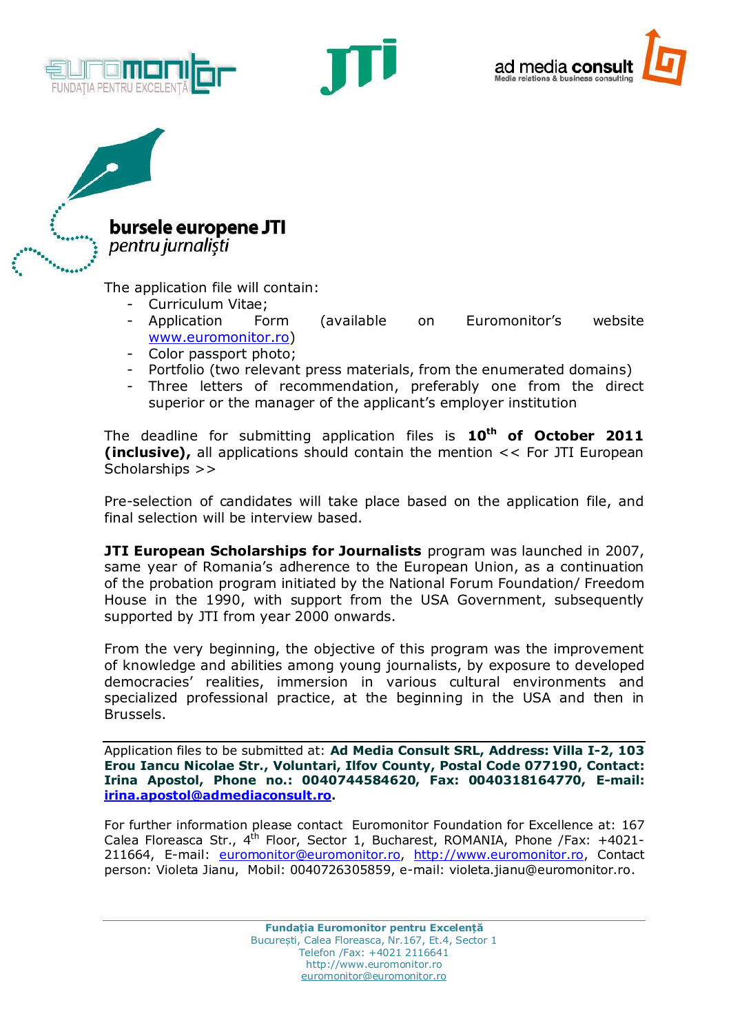**bursele europene JTI**
*pentru jurnaliști*

The application file will contain:

- Curriculum Vitae;
- Application Form (available on Euromonitor's website www.euromonitor.ro)
- Color passport photo;
- Portfolio (two relevant press materials, from the enumerated domains)
- Three letters of recommendation, preferably one from the direct superior or the manager of the applicant's employer institution

The deadline for submitting application files is **10th of October 2011 (inclusive),** all applications should contain the mention << For JTI European Scholarships >>

Pre-selection of candidates will take place based on the application file, and final selection will be interview based.

**JTI European Scholarships for Journalists** program was launched in 2007, same year of Romania's adherence to the European Union, as a continuation of the probation program initiated by the National Forum Foundation/ Freedom House in the 1990, with support from the USA Government, subsequently supported by JTI from year 2000 onwards.

From the very beginning, the objective of this program was the improvement of knowledge and abilities among young journalists, by exposure to developed democracies' realities, immersion in various cultural environments and specialized professional practice, at the beginning in the USA and then in Brussels.

Application files to be submitted at: **Ad Media Consult SRL, Address: Villa I-2, 103 Erou Iancu Nicolae Str., Voluntari, Ilfov County, Postal Code 077190, Contact: Irina Apostol, Phone no.: 0040744584620, Fax: 0040318164770, E-mail: irina.apostol@admediaconsult.ro.**

For further information please contact Euromonitor Foundation for Excellence at: 167 Calea Floreasca Str., 4th Floor, Sector 1, Bucharest, ROMANIA, Phone /Fax: +4021-211664, E-mail: euromonitor@euromonitor.ro, http://www.euromonitor.ro, Contact person: Violeta Jianu, Mobil: 0040726305859, e-mail: violeta.jianu@euromonitor.ro.

**Fundația Euromonitor pentru Excelență**
București, Calea Floreasca, Nr.167, Et.4, Sector 1
Telefon /Fax: +4021 2116641
http://www.euromonitor.ro
euromonitor@euromonitor.ro